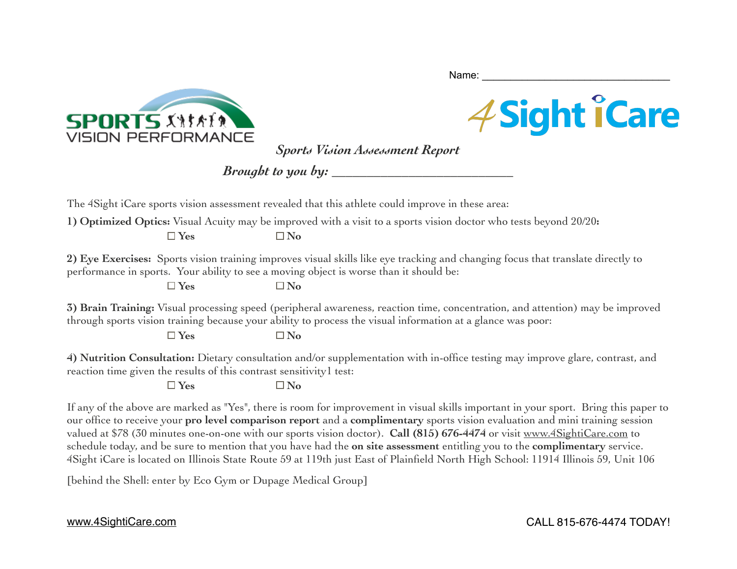Name: ________________________________

SPORTS VISION PERFORMANCE

4Sight iCare

## *Sports Vision Assessment Report*

***Brought to you by:*** ___________________________

The 4Sight iCare sports vision assessment revealed that this athlete could improve in these area:

**1) Optimized Optics:** Visual Acuity may be improved with a visit to a sports vision doctor who tests beyond 20/20**:**

☐ **Yes** ☐ **No**

**2) Eye Exercises:** Sports vision training improves visual skills like eye tracking and changing focus that translate directly to performance in sports. Your ability to see a moving object is worse than it should be:

☐ **Yes** ☐ **No**

**3) Brain Training:** Visual processing speed (peripheral awareness, reaction time, concentration, and attention) may be improved through sports vision training because your ability to process the visual information at a glance was poor:

☐ **Yes** ☐ **No**

**4) Nutrition Consultation:** Dietary consultation and/or supplementation with in-office testing may improve glare, contrast, and reaction time given the results of this contrast sensitivity1 test:

☐ **Yes** ☐ **No**

If any of the above are marked as "Yes", there is room for improvement in visual skills important in your sport. Bring this paper to our office to receive your **pro level comparison report** and a **complimentary** sports vision evaluation and mini training session valued at $78 (30 minutes one-on-one with our sports vision doctor). **Call (815) 676-4474** or visit www.4SightiCare.com to schedule today, and be sure to mention that you have had the **on site assessment** entitling you to the **complimentary** service. 4Sight iCare is located on Illinois State Route 59 at 119th just East of Plainfield North High School: 11914 Illinois 59, Unit 106

[behind the Shell: enter by Eco Gym or Dupage Medical Group]

www.4SightiCare.com CALL 815-676-4474 TODAY!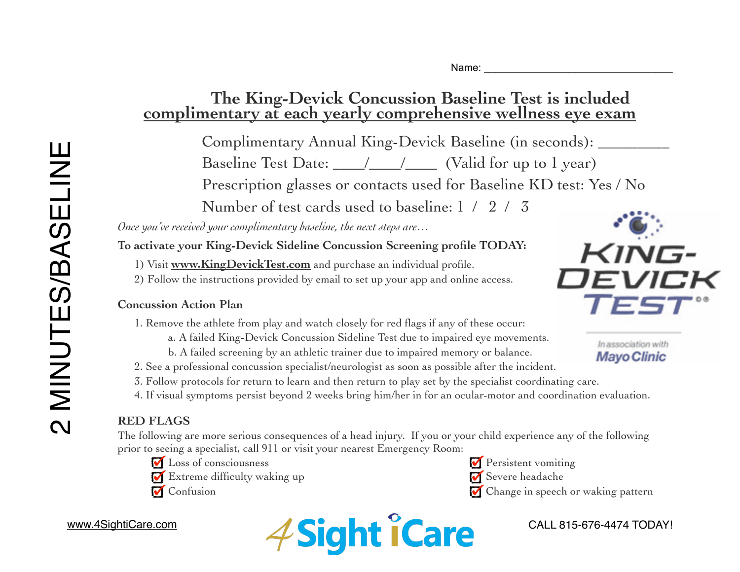Name: ______________________________

2 MINUTES/BASELINE

# The King-Devick Concussion Baseline Test is included complimentary at each yearly comprehensive wellness eye exam

Complimentary Annual King-Devick Baseline (in seconds): ________

Baseline Test Date: ____/____/____ (Valid for up to 1 year)

Prescription glasses or contacts used for Baseline KD test: Yes / No

Number of test cards used to baseline: 1 / 2 / 3

KING-DEVICK TEST

In association with Mayo Clinic

*Once you've received your complimentary baseline, the next steps are…*

**To activate your King-Devick Sideline Concussion Screening profile TODAY:**

1) Visit **www.KingDevickTest.com** and purchase an individual profile.
2) Follow the instructions provided by email to set up your app and online access.

**Concussion Action Plan**

1. Remove the athlete from play and watch closely for red flags if any of these occur:
   a. A failed King-Devick Concussion Sideline Test due to impaired eye movements.
   b. A failed screening by an athletic trainer due to impaired memory or balance.
2. See a professional concussion specialist/neurologist as soon as possible after the incident.
3. Follow protocols for return to learn and then return to play set by the specialist coordinating care.
4. If visual symptoms persist beyond 2 weeks bring him/her in for an ocular-motor and coordination evaluation.

**RED FLAGS**

The following are more serious consequences of a head injury. If you or your child experience any of the following prior to seeing a specialist, call 911 or visit your nearest Emergency Room:

- ☑ Loss of consciousness
- ☑ Extreme difficulty waking up
- ☑ Confusion
- ☑ Persistent vomiting
- ☑ Severe headache
- ☑ Change in speech or waking pattern

www.4SightiCare.com

4Sight iCare

CALL 815-676-4474 TODAY!